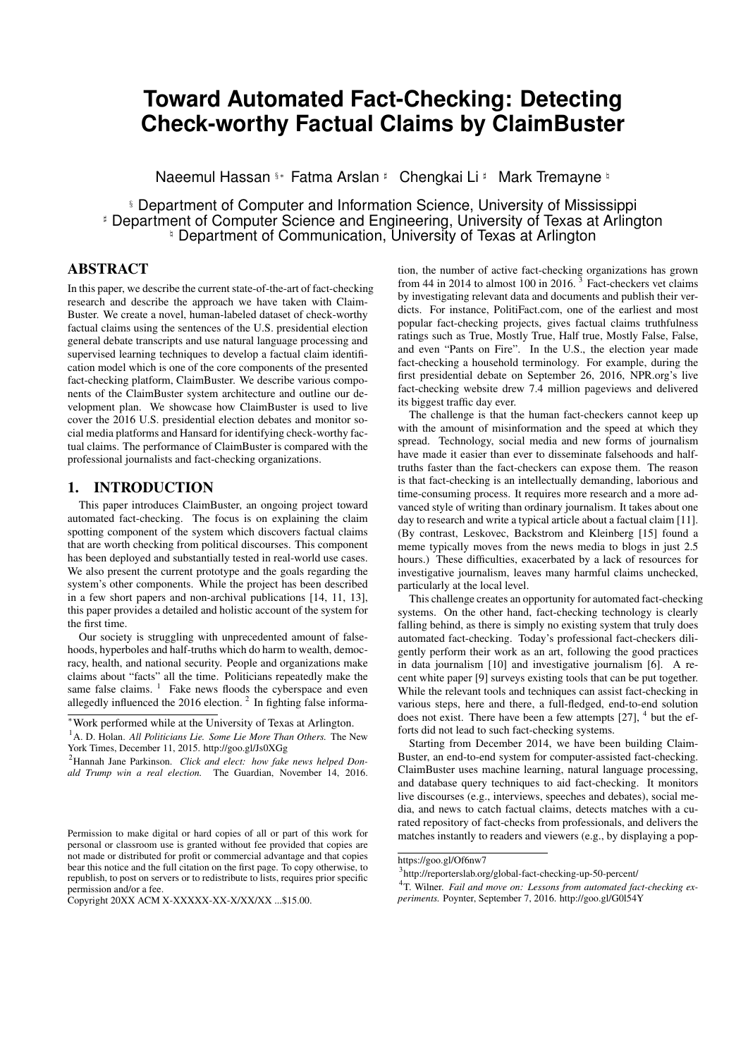# Toward Automated Fact-Checking: Detecting Check-worthy Factual Claims by ClaimBuster

Naeemul Hassan [§*] Fatma Arslan [♯] Chengkai Li [♯] Mark Tremayne [♮]

[§] Department of Computer and Information Science, University of Mississippi
[♯] Department of Computer Science and Engineering, University of Texas at Arlington
[♮] Department of Communication, University of Texas at Arlington

## ABSTRACT

In this paper, we describe the current state-of-the-art of fact-checking research and describe the approach we have taken with ClaimBuster. We create a novel, human-labeled dataset of check-worthy factual claims using the sentences of the U.S. presidential election general debate transcripts and use natural language processing and supervised learning techniques to develop a factual claim identification model which is one of the core components of the presented fact-checking platform, ClaimBuster. We describe various components of the ClaimBuster system architecture and outline our development plan. We showcase how ClaimBuster is used to live cover the 2016 U.S. presidential election debates and monitor social media platforms and Hansard for identifying check-worthy factual claims. The performance of ClaimBuster is compared with the professional journalists and fact-checking organizations.

## 1. INTRODUCTION

This paper introduces ClaimBuster, an ongoing project toward automated fact-checking. The focus is on explaining the claim spotting component of the system which discovers factual claims that are worth checking from political discourses. This component has been deployed and substantially tested in real-world use cases. We also present the current prototype and the goals regarding the system's other components. While the project has been described in a few short papers and non-archival publications [14, 11, 13], this paper provides a detailed and holistic account of the system for the first time.

Our society is struggling with unprecedented amount of falsehoods, hyperboles and half-truths which do harm to wealth, democracy, health, and national security. People and organizations make claims about "facts" all the time. Politicians repeatedly make the same false claims. [1] Fake news floods the cyberspace and even allegedly influenced the 2016 election. [2] In fighting false information, the number of active fact-checking organizations has grown from 44 in 2014 to almost 100 in 2016. [3] Fact-checkers vet claims by investigating relevant data and documents and publish their verdicts. For instance, PolitiFact.com, one of the earliest and most popular fact-checking projects, gives factual claims truthfulness ratings such as True, Mostly True, Half true, Mostly False, False, and even "Pants on Fire". In the U.S., the election year made fact-checking a household terminology. For example, during the first presidential debate on September 26, 2016, NPR.org's live fact-checking website drew 7.4 million pageviews and delivered its biggest traffic day ever.

The challenge is that the human fact-checkers cannot keep up with the amount of misinformation and the speed at which they spread. Technology, social media and new forms of journalism have made it easier than ever to disseminate falsehoods and half-truths faster than the fact-checkers can expose them. The reason is that fact-checking is an intellectually demanding, laborious and time-consuming process. It requires more research and a more advanced style of writing than ordinary journalism. It takes about one day to research and write a typical article about a factual claim [11]. (By contrast, Leskovec, Backstrom and Kleinberg [15] found a meme typically moves from the news media to blogs in just 2.5 hours.) These difficulties, exacerbated by a lack of resources for investigative journalism, leaves many harmful claims unchecked, particularly at the local level.

This challenge creates an opportunity for automated fact-checking systems. On the other hand, fact-checking technology is clearly falling behind, as there is simply no existing system that truly does automated fact-checking. Today's professional fact-checkers diligently perform their work as an art, following the good practices in data journalism [10] and investigative journalism [6]. A recent white paper [9] surveys existing tools that can be put together. While the relevant tools and techniques can assist fact-checking in various steps, here and there, a full-fledged, end-to-end solution does not exist. There have been a few attempts [27], [4] but the efforts did not lead to such fact-checking systems.

Starting from December 2014, we have been building ClaimBuster, an end-to-end system for computer-assisted fact-checking. ClaimBuster uses machine learning, natural language processing, and database query techniques to aid fact-checking. It monitors live discourses (e.g., interviews, speeches and debates), social media, and news to catch factual claims, detects matches with a curated repository of fact-checks from professionals, and delivers the matches instantly to readers and viewers (e.g., by displaying a pop-

---

*Work performed while at the University of Texas at Arlington.

[1] A. D. Holan. *All Politicians Lie. Some Lie More Than Others.* The New York Times, December 11, 2015. http://goo.gl/Js0XGg

[2] Hannah Jane Parkinson. *Click and elect: how fake news helped Donald Trump win a real election.* The Guardian, November 14, 2016. https://goo.gl/Of6nw7

[3] http://reporterslab.org/global-fact-checking-up-50-percent/

[4] T. Wilner. *Fail and move on: Lessons from automated fact-checking experiments.* Poynter, September 7, 2016. http://goo.gl/G0l54Y

Permission to make digital or hard copies of all or part of this work for personal or classroom use is granted without fee provided that copies are not made or distributed for profit or commercial advantage and that copies bear this notice and the full citation on the first page. To copy otherwise, to republish, to post on servers or to redistribute to lists, requires prior specific permission and/or a fee.
Copyright 20XX ACM X-XXXXX-XX-X/XX/XX ...$15.00.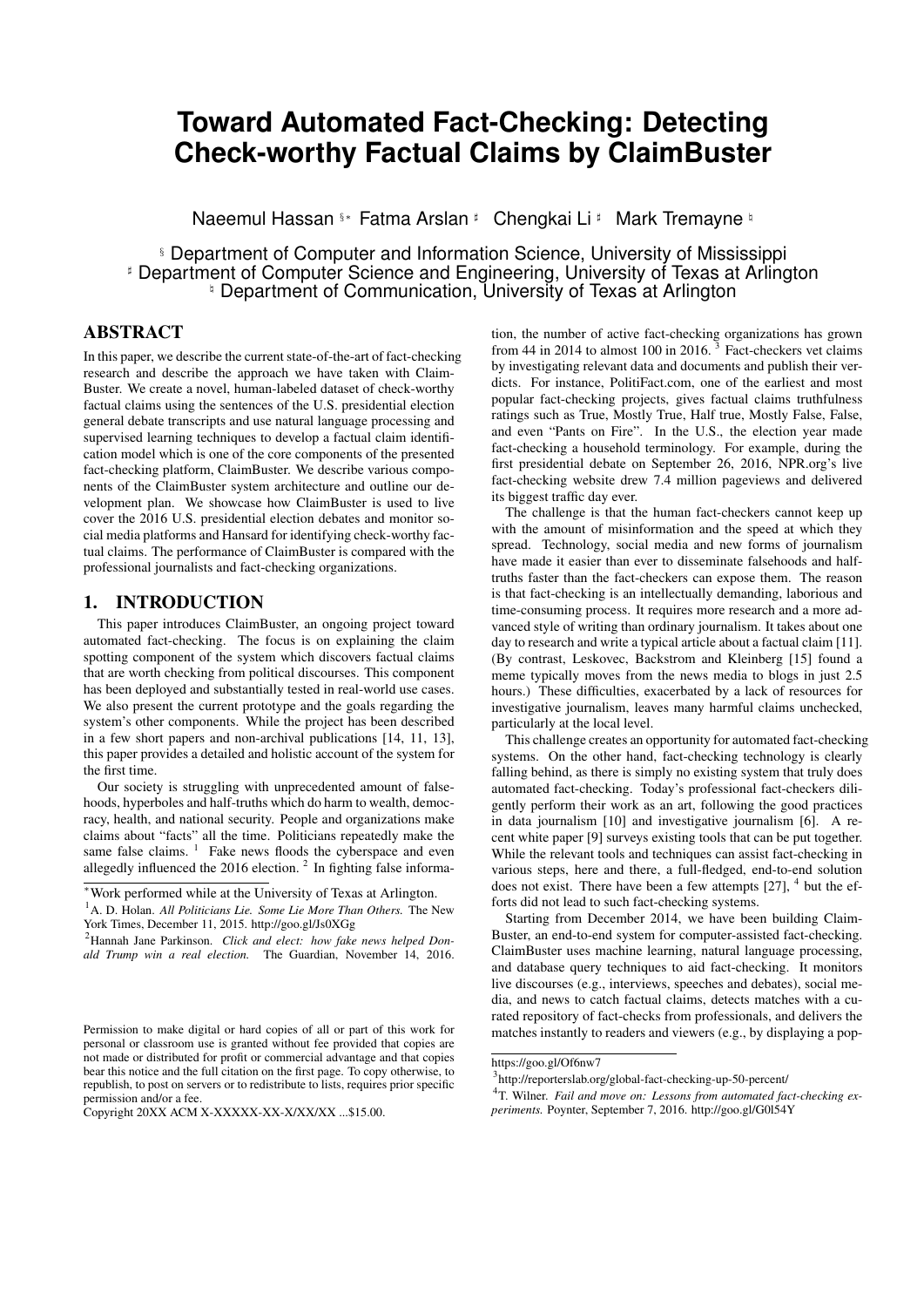# Toward Automated Fact-Checking: Detecting Check-worthy Factual Claims by ClaimBuster

Naeemul Hassan [§*] Fatma Arslan [♯] Chengkai Li [♯] Mark Tremayne [♮]

[§] Department of Computer and Information Science, University of Mississippi
[♯] Department of Computer Science and Engineering, University of Texas at Arlington
[♮] Department of Communication, University of Texas at Arlington

## ABSTRACT

In this paper, we describe the current state-of-the-art of fact-checking research and describe the approach we have taken with ClaimBuster. We create a novel, human-labeled dataset of check-worthy factual claims using the sentences of the U.S. presidential election general debate transcripts and use natural language processing and supervised learning techniques to develop a factual claim identification model which is one of the core components of the presented fact-checking platform, ClaimBuster. We describe various components of the ClaimBuster system architecture and outline our development plan. We showcase how ClaimBuster is used to live cover the 2016 U.S. presidential election debates and monitor social media platforms and Hansard for identifying check-worthy factual claims. The performance of ClaimBuster is compared with the professional journalists and fact-checking organizations.

## 1. INTRODUCTION

This paper introduces ClaimBuster, an ongoing project toward automated fact-checking. The focus is on explaining the claim spotting component of the system which discovers factual claims that are worth checking from political discourses. This component has been deployed and substantially tested in real-world use cases. We also present the current prototype and the goals regarding the system's other components. While the project has been described in a few short papers and non-archival publications [14, 11, 13], this paper provides a detailed and holistic account of the system for the first time.

Our society is struggling with unprecedented amount of falsehoods, hyperboles and half-truths which do harm to wealth, democracy, health, and national security. People and organizations make claims about "facts" all the time. Politicians repeatedly make the same false claims. [1] Fake news floods the cyberspace and even allegedly influenced the 2016 election. [2] In fighting false information, the number of active fact-checking organizations has grown from 44 in 2014 to almost 100 in 2016. [3] Fact-checkers vet claims by investigating relevant data and documents and publish their verdicts. For instance, PolitiFact.com, one of the earliest and most popular fact-checking projects, gives factual claims truthfulness ratings such as True, Mostly True, Half true, Mostly False, False, and even "Pants on Fire". In the U.S., the election year made fact-checking a household terminology. For example, during the first presidential debate on September 26, 2016, NPR.org's live fact-checking website drew 7.4 million pageviews and delivered its biggest traffic day ever.

The challenge is that the human fact-checkers cannot keep up with the amount of misinformation and the speed at which they spread. Technology, social media and new forms of journalism have made it easier than ever to disseminate falsehoods and half-truths faster than the fact-checkers can expose them. The reason is that fact-checking is an intellectually demanding, laborious and time-consuming process. It requires more research and a more advanced style of writing than ordinary journalism. It takes about one day to research and write a typical article about a factual claim [11]. (By contrast, Leskovec, Backstrom and Kleinberg [15] found a meme typically moves from the news media to blogs in just 2.5 hours.) These difficulties, exacerbated by a lack of resources for investigative journalism, leaves many harmful claims unchecked, particularly at the local level.

This challenge creates an opportunity for automated fact-checking systems. On the other hand, fact-checking technology is clearly falling behind, as there is simply no existing system that truly does automated fact-checking. Today's professional fact-checkers diligently perform their work as an art, following the good practices in data journalism [10] and investigative journalism [6]. A recent white paper [9] surveys existing tools that can be put together. While the relevant tools and techniques can assist fact-checking in various steps, here and there, a full-fledged, end-to-end solution does not exist. There have been a few attempts [27], [4] but the efforts did not lead to such fact-checking systems.

Starting from December 2014, we have been building ClaimBuster, an end-to-end system for computer-assisted fact-checking. ClaimBuster uses machine learning, natural language processing, and database query techniques to aid fact-checking. It monitors live discourses (e.g., interviews, speeches and debates), social media, and news to catch factual claims, detects matches with a curated repository of fact-checks from professionals, and delivers the matches instantly to readers and viewers (e.g., by displaying a pop-

---

*Work performed while at the University of Texas at Arlington.

[1] A. D. Holan. *All Politicians Lie. Some Lie More Than Others.* The New York Times, December 11, 2015. http://goo.gl/Js0XGg

[2] Hannah Jane Parkinson. *Click and elect: how fake news helped Donald Trump win a real election.* The Guardian, November 14, 2016. https://goo.gl/Of6nw7

[3] http://reporterslab.org/global-fact-checking-up-50-percent/

[4] T. Wilner. *Fail and move on: Lessons from automated fact-checking experiments.* Poynter, September 7, 2016. http://goo.gl/G0l54Y

Permission to make digital or hard copies of all or part of this work for personal or classroom use is granted without fee provided that copies are not made or distributed for profit or commercial advantage and that copies bear this notice and the full citation on the first page. To copy otherwise, to republish, to post on servers or to redistribute to lists, requires prior specific permission and/or a fee.
Copyright 20XX ACM X-XXXXX-XX-X/XX/XX ...$15.00.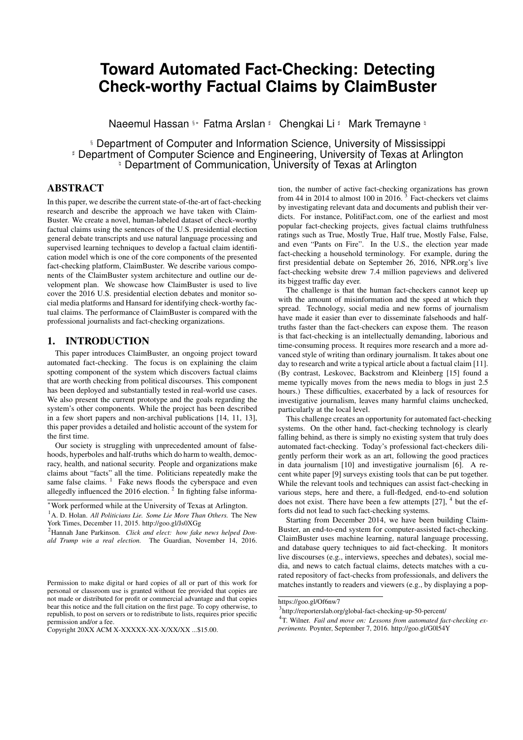# Toward Automated Fact-Checking: Detecting Check-worthy Factual Claims by ClaimBuster

Naeemul Hassan [§*] Fatma Arslan [♯] Chengkai Li [♯] Mark Tremayne [♮]

[§] Department of Computer and Information Science, University of Mississippi
[♯] Department of Computer Science and Engineering, University of Texas at Arlington
[♮] Department of Communication, University of Texas at Arlington

## ABSTRACT

In this paper, we describe the current state-of-the-art of fact-checking research and describe the approach we have taken with ClaimBuster. We create a novel, human-labeled dataset of check-worthy factual claims using the sentences of the U.S. presidential election general debate transcripts and use natural language processing and supervised learning techniques to develop a factual claim identification model which is one of the core components of the presented fact-checking platform, ClaimBuster. We describe various components of the ClaimBuster system architecture and outline our development plan. We showcase how ClaimBuster is used to live cover the 2016 U.S. presidential election debates and monitor social media platforms and Hansard for identifying check-worthy factual claims. The performance of ClaimBuster is compared with the professional journalists and fact-checking organizations.

## 1. INTRODUCTION

This paper introduces ClaimBuster, an ongoing project toward automated fact-checking. The focus is on explaining the claim spotting component of the system which discovers factual claims that are worth checking from political discourses. This component has been deployed and substantially tested in real-world use cases. We also present the current prototype and the goals regarding the system's other components. While the project has been described in a few short papers and non-archival publications [14, 11, 13], this paper provides a detailed and holistic account of the system for the first time.

Our society is struggling with unprecedented amount of falsehoods, hyperboles and half-truths which do harm to wealth, democracy, health, and national security. People and organizations make claims about "facts" all the time. Politicians repeatedly make the same false claims. [1] Fake news floods the cyberspace and even allegedly influenced the 2016 election. [2] In fighting false information, the number of active fact-checking organizations has grown from 44 in 2014 to almost 100 in 2016. [3] Fact-checkers vet claims by investigating relevant data and documents and publish their verdicts. For instance, PolitiFact.com, one of the earliest and most popular fact-checking projects, gives factual claims truthfulness ratings such as True, Mostly True, Half true, Mostly False, False, and even "Pants on Fire". In the U.S., the election year made fact-checking a household terminology. For example, during the first presidential debate on September 26, 2016, NPR.org's live fact-checking website drew 7.4 million pageviews and delivered its biggest traffic day ever.

The challenge is that the human fact-checkers cannot keep up with the amount of misinformation and the speed at which they spread. Technology, social media and new forms of journalism have made it easier than ever to disseminate falsehoods and half-truths faster than the fact-checkers can expose them. The reason is that fact-checking is an intellectually demanding, laborious and time-consuming process. It requires more research and a more advanced style of writing than ordinary journalism. It takes about one day to research and write a typical article about a factual claim [11]. (By contrast, Leskovec, Backstrom and Kleinberg [15] found a meme typically moves from the news media to blogs in just 2.5 hours.) These difficulties, exacerbated by a lack of resources for investigative journalism, leaves many harmful claims unchecked, particularly at the local level.

This challenge creates an opportunity for automated fact-checking systems. On the other hand, fact-checking technology is clearly falling behind, as there is simply no existing system that truly does automated fact-checking. Today's professional fact-checkers diligently perform their work as an art, following the good practices in data journalism [10] and investigative journalism [6]. A recent white paper [9] surveys existing tools that can be put together. While the relevant tools and techniques can assist fact-checking in various steps, here and there, a full-fledged, end-to-end solution does not exist. There have been a few attempts [27], [4] but the efforts did not lead to such fact-checking systems.

Starting from December 2014, we have been building ClaimBuster, an end-to-end system for computer-assisted fact-checking. ClaimBuster uses machine learning, natural language processing, and database query techniques to aid fact-checking. It monitors live discourses (e.g., interviews, speeches and debates), social media, and news to catch factual claims, detects matches with a curated repository of fact-checks from professionals, and delivers the matches instantly to readers and viewers (e.g., by displaying a pop-

---

*Work performed while at the University of Texas at Arlington.

[1] A. D. Holan. *All Politicians Lie. Some Lie More Than Others.* The New York Times, December 11, 2015. http://goo.gl/Js0XGg

[2] Hannah Jane Parkinson. *Click and elect: how fake news helped Donald Trump win a real election.* The Guardian, November 14, 2016. https://goo.gl/Of6nw7

[3] http://reporterslab.org/global-fact-checking-up-50-percent/

[4] T. Wilner. *Fail and move on: Lessons from automated fact-checking experiments.* Poynter, September 7, 2016. http://goo.gl/G0l54Y

Permission to make digital or hard copies of all or part of this work for personal or classroom use is granted without fee provided that copies are not made or distributed for profit or commercial advantage and that copies bear this notice and the full citation on the first page. To copy otherwise, to republish, to post on servers or to redistribute to lists, requires prior specific permission and/or a fee.
Copyright 20XX ACM X-XXXXX-XX-X/XX/XX ...$15.00.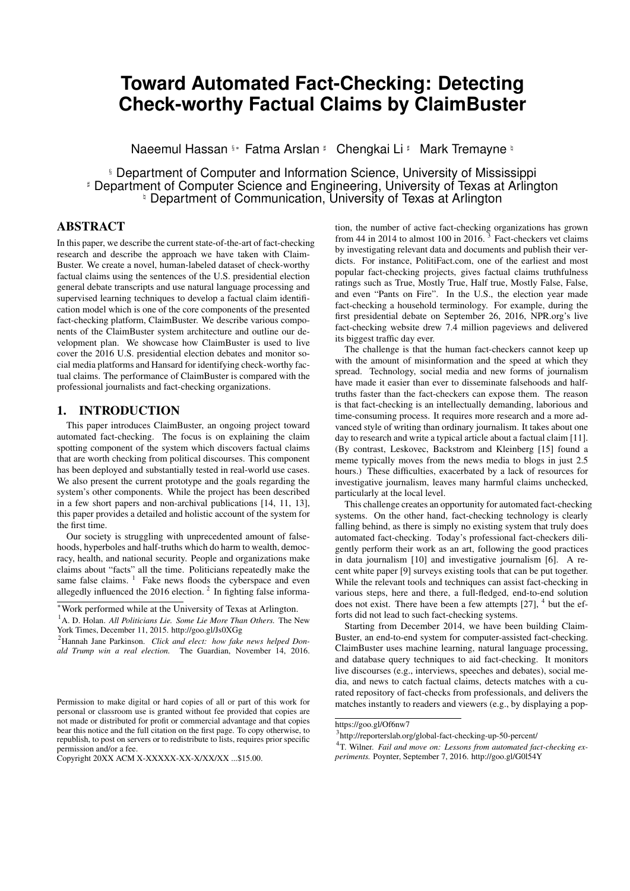# Toward Automated Fact-Checking: Detecting Check-worthy Factual Claims by ClaimBuster

Naeemul Hassan [§*] Fatma Arslan [♯] Chengkai Li [♯] Mark Tremayne [♮]

[§] Department of Computer and Information Science, University of Mississippi
[♯] Department of Computer Science and Engineering, University of Texas at Arlington
[♮] Department of Communication, University of Texas at Arlington

## ABSTRACT

In this paper, we describe the current state-of-the-art of fact-checking research and describe the approach we have taken with ClaimBuster. We create a novel, human-labeled dataset of check-worthy factual claims using the sentences of the U.S. presidential election general debate transcripts and use natural language processing and supervised learning techniques to develop a factual claim identification model which is one of the core components of the presented fact-checking platform, ClaimBuster. We describe various components of the ClaimBuster system architecture and outline our development plan. We showcase how ClaimBuster is used to live cover the 2016 U.S. presidential election debates and monitor social media platforms and Hansard for identifying check-worthy factual claims. The performance of ClaimBuster is compared with the professional journalists and fact-checking organizations.

## 1. INTRODUCTION

This paper introduces ClaimBuster, an ongoing project toward automated fact-checking. The focus is on explaining the claim spotting component of the system which discovers factual claims that are worth checking from political discourses. This component has been deployed and substantially tested in real-world use cases. We also present the current prototype and the goals regarding the system's other components. While the project has been described in a few short papers and non-archival publications [14, 11, 13], this paper provides a detailed and holistic account of the system for the first time.

Our society is struggling with unprecedented amount of falsehoods, hyperboles and half-truths which do harm to wealth, democracy, health, and national security. People and organizations make claims about "facts" all the time. Politicians repeatedly make the same false claims. [1] Fake news floods the cyberspace and even allegedly influenced the 2016 election. [2] In fighting false information, the number of active fact-checking organizations has grown from 44 in 2014 to almost 100 in 2016. [3] Fact-checkers vet claims by investigating relevant data and documents and publish their verdicts. For instance, PolitiFact.com, one of the earliest and most popular fact-checking projects, gives factual claims truthfulness ratings such as True, Mostly True, Half true, Mostly False, False, and even "Pants on Fire". In the U.S., the election year made fact-checking a household terminology. For example, during the first presidential debate on September 26, 2016, NPR.org's live fact-checking website drew 7.4 million pageviews and delivered its biggest traffic day ever.

The challenge is that the human fact-checkers cannot keep up with the amount of misinformation and the speed at which they spread. Technology, social media and new forms of journalism have made it easier than ever to disseminate falsehoods and half-truths faster than the fact-checkers can expose them. The reason is that fact-checking is an intellectually demanding, laborious and time-consuming process. It requires more research and a more advanced style of writing than ordinary journalism. It takes about one day to research and write a typical article about a factual claim [11]. (By contrast, Leskovec, Backstrom and Kleinberg [15] found a meme typically moves from the news media to blogs in just 2.5 hours.) These difficulties, exacerbated by a lack of resources for investigative journalism, leaves many harmful claims unchecked, particularly at the local level.

This challenge creates an opportunity for automated fact-checking systems. On the other hand, fact-checking technology is clearly falling behind, as there is simply no existing system that truly does automated fact-checking. Today's professional fact-checkers diligently perform their work as an art, following the good practices in data journalism [10] and investigative journalism [6]. A recent white paper [9] surveys existing tools that can be put together. While the relevant tools and techniques can assist fact-checking in various steps, here and there, a full-fledged, end-to-end solution does not exist. There have been a few attempts [27], [4] but the efforts did not lead to such fact-checking systems.

Starting from December 2014, we have been building ClaimBuster, an end-to-end system for computer-assisted fact-checking. ClaimBuster uses machine learning, natural language processing, and database query techniques to aid fact-checking. It monitors live discourses (e.g., interviews, speeches and debates), social media, and news to catch factual claims, detects matches with a curated repository of fact-checks from professionals, and delivers the matches instantly to readers and viewers (e.g., by displaying a pop-

---

*Work performed while at the University of Texas at Arlington.

[1] A. D. Holan. *All Politicians Lie. Some Lie More Than Others.* The New York Times, December 11, 2015. http://goo.gl/Js0XGg

[2] Hannah Jane Parkinson. *Click and elect: how fake news helped Donald Trump win a real election.* The Guardian, November 14, 2016. https://goo.gl/Of6nw7

[3] http://reporterslab.org/global-fact-checking-up-50-percent/

[4] T. Wilner. *Fail and move on: Lessons from automated fact-checking experiments.* Poynter, September 7, 2016. http://goo.gl/G0l54Y

Permission to make digital or hard copies of all or part of this work for personal or classroom use is granted without fee provided that copies are not made or distributed for profit or commercial advantage and that copies bear this notice and the full citation on the first page. To copy otherwise, to republish, to post on servers or to redistribute to lists, requires prior specific permission and/or a fee.
Copyright 20XX ACM X-XXXXX-XX-X/XX/XX ...$15.00.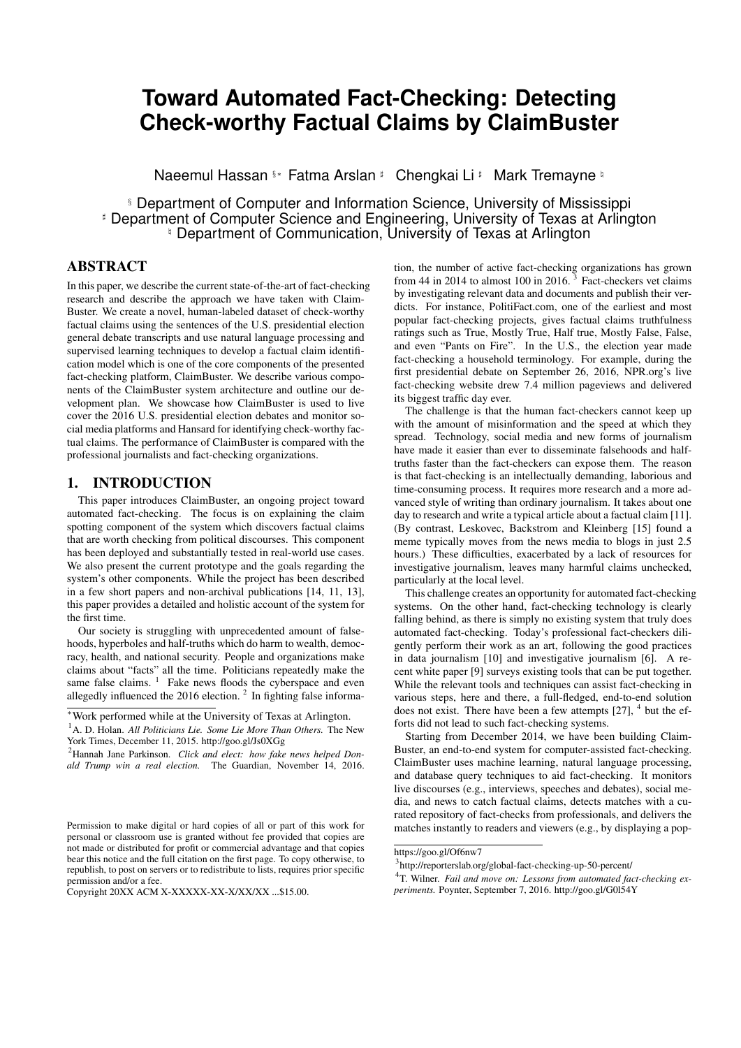# Toward Automated Fact-Checking: Detecting Check-worthy Factual Claims by ClaimBuster

Naeemul Hassan [§*] Fatma Arslan [♯] Chengkai Li [♯] Mark Tremayne [♮]

[§] Department of Computer and Information Science, University of Mississippi
[♯] Department of Computer Science and Engineering, University of Texas at Arlington
[♮] Department of Communication, University of Texas at Arlington

## ABSTRACT

In this paper, we describe the current state-of-the-art of fact-checking research and describe the approach we have taken with ClaimBuster. We create a novel, human-labeled dataset of check-worthy factual claims using the sentences of the U.S. presidential election general debate transcripts and use natural language processing and supervised learning techniques to develop a factual claim identification model which is one of the core components of the presented fact-checking platform, ClaimBuster. We describe various components of the ClaimBuster system architecture and outline our development plan. We showcase how ClaimBuster is used to live cover the 2016 U.S. presidential election debates and monitor social media platforms and Hansard for identifying check-worthy factual claims. The performance of ClaimBuster is compared with the professional journalists and fact-checking organizations.

## 1. INTRODUCTION

This paper introduces ClaimBuster, an ongoing project toward automated fact-checking. The focus is on explaining the claim spotting component of the system which discovers factual claims that are worth checking from political discourses. This component has been deployed and substantially tested in real-world use cases. We also present the current prototype and the goals regarding the system's other components. While the project has been described in a few short papers and non-archival publications [14, 11, 13], this paper provides a detailed and holistic account of the system for the first time.

Our society is struggling with unprecedented amount of falsehoods, hyperboles and half-truths which do harm to wealth, democracy, health, and national security. People and organizations make claims about "facts" all the time. Politicians repeatedly make the same false claims. [1] Fake news floods the cyberspace and even allegedly influenced the 2016 election. [2] In fighting false information, the number of active fact-checking organizations has grown from 44 in 2014 to almost 100 in 2016. [3] Fact-checkers vet claims by investigating relevant data and documents and publish their verdicts. For instance, PolitiFact.com, one of the earliest and most popular fact-checking projects, gives factual claims truthfulness ratings such as True, Mostly True, Half true, Mostly False, False, and even "Pants on Fire". In the U.S., the election year made fact-checking a household terminology. For example, during the first presidential debate on September 26, 2016, NPR.org's live fact-checking website drew 7.4 million pageviews and delivered its biggest traffic day ever.

The challenge is that the human fact-checkers cannot keep up with the amount of misinformation and the speed at which they spread. Technology, social media and new forms of journalism have made it easier than ever to disseminate falsehoods and half-truths faster than the fact-checkers can expose them. The reason is that fact-checking is an intellectually demanding, laborious and time-consuming process. It requires more research and a more advanced style of writing than ordinary journalism. It takes about one day to research and write a typical article about a factual claim [11]. (By contrast, Leskovec, Backstrom and Kleinberg [15] found a meme typically moves from the news media to blogs in just 2.5 hours.) These difficulties, exacerbated by a lack of resources for investigative journalism, leaves many harmful claims unchecked, particularly at the local level.

This challenge creates an opportunity for automated fact-checking systems. On the other hand, fact-checking technology is clearly falling behind, as there is simply no existing system that truly does automated fact-checking. Today's professional fact-checkers diligently perform their work as an art, following the good practices in data journalism [10] and investigative journalism [6]. A recent white paper [9] surveys existing tools that can be put together. While the relevant tools and techniques can assist fact-checking in various steps, here and there, a full-fledged, end-to-end solution does not exist. There have been a few attempts [27], [4] but the efforts did not lead to such fact-checking systems.

Starting from December 2014, we have been building ClaimBuster, an end-to-end system for computer-assisted fact-checking. ClaimBuster uses machine learning, natural language processing, and database query techniques to aid fact-checking. It monitors live discourses (e.g., interviews, speeches and debates), social media, and news to catch factual claims, detects matches with a curated repository of fact-checks from professionals, and delivers the matches instantly to readers and viewers (e.g., by displaying a pop-

---

[*] Work performed while at the University of Texas at Arlington.

[1] A. D. Holan. *All Politicians Lie. Some Lie More Than Others.* The New York Times, December 11, 2015. http://goo.gl/Js0XGg

[2] Hannah Jane Parkinson. *Click and elect: how fake news helped Donald Trump win a real election.* The Guardian, November 14, 2016. https://goo.gl/Of6nw7

[3] http://reporterslab.org/global-fact-checking-up-50-percent/

[4] T. Wilner. *Fail and move on: Lessons from automated fact-checking experiments.* Poynter, September 7, 2016. http://goo.gl/G0l54Y

Permission to make digital or hard copies of all or part of this work for personal or classroom use is granted without fee provided that copies are not made or distributed for profit or commercial advantage and that copies bear this notice and the full citation on the first page. To copy otherwise, to republish, to post on servers or to redistribute to lists, requires prior specific permission and/or a fee.
Copyright 20XX ACM X-XXXXX-XX-X/XX/XX ...$15.00.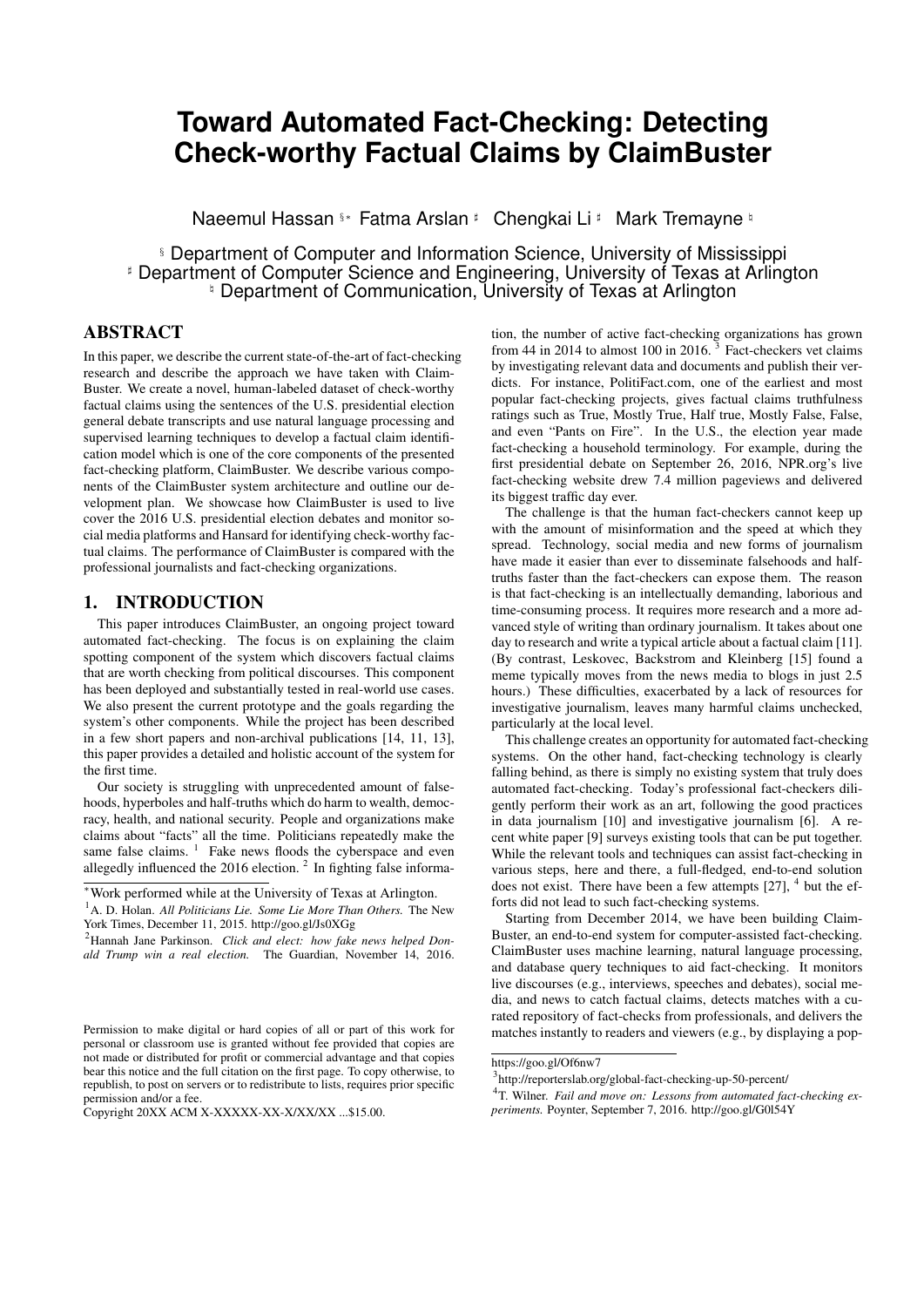# Toward Automated Fact-Checking: Detecting Check-worthy Factual Claims by ClaimBuster

Naeemul Hassan [§\*] Fatma Arslan [♯] Chengkai Li [♯] Mark Tremayne [♮]

[§] Department of Computer and Information Science, University of Mississippi
[♯] Department of Computer Science and Engineering, University of Texas at Arlington
[♮] Department of Communication, University of Texas at Arlington

## ABSTRACT

In this paper, we describe the current state-of-the-art of fact-checking research and describe the approach we have taken with ClaimBuster. We create a novel, human-labeled dataset of check-worthy factual claims using the sentences of the U.S. presidential election general debate transcripts and use natural language processing and supervised learning techniques to develop a factual claim identification model which is one of the core components of the presented fact-checking platform, ClaimBuster. We describe various components of the ClaimBuster system architecture and outline our development plan. We showcase how ClaimBuster is used to live cover the 2016 U.S. presidential election debates and monitor social media platforms and Hansard for identifying check-worthy factual claims. The performance of ClaimBuster is compared with the professional journalists and fact-checking organizations.

## 1. INTRODUCTION

This paper introduces ClaimBuster, an ongoing project toward automated fact-checking. The focus is on explaining the claim spotting component of the system which discovers factual claims that are worth checking from political discourses. This component has been deployed and substantially tested in real-world use cases. We also present the current prototype and the goals regarding the system's other components. While the project has been described in a few short papers and non-archival publications [14, 11, 13], this paper provides a detailed and holistic account of the system for the first time.

Our society is struggling with unprecedented amount of falsehoods, hyperboles and half-truths which do harm to wealth, democracy, health, and national security. People and organizations make claims about "facts" all the time. Politicians repeatedly make the same false claims. [1] Fake news floods the cyberspace and even allegedly influenced the 2016 election. [2] In fighting false information, the number of active fact-checking organizations has grown from 44 in 2014 to almost 100 in 2016. [3] Fact-checkers vet claims by investigating relevant data and documents and publish their verdicts. For instance, PolitiFact.com, one of the earliest and most popular fact-checking projects, gives factual claims truthfulness ratings such as True, Mostly True, Half true, Mostly False, False, and even "Pants on Fire". In the U.S., the election year made fact-checking a household terminology. For example, during the first presidential debate on September 26, 2016, NPR.org's live fact-checking website drew 7.4 million pageviews and delivered its biggest traffic day ever.

The challenge is that the human fact-checkers cannot keep up with the amount of misinformation and the speed at which they spread. Technology, social media and new forms of journalism have made it easier than ever to disseminate falsehoods and half-truths faster than the fact-checkers can expose them. The reason is that fact-checking is an intellectually demanding, laborious and time-consuming process. It requires more research and a more advanced style of writing than ordinary journalism. It takes about one day to research and write a typical article about a factual claim [11]. (By contrast, Leskovec, Backstrom and Kleinberg [15] found a meme typically moves from the news media to blogs in just 2.5 hours.) These difficulties, exacerbated by a lack of resources for investigative journalism, leaves many harmful claims unchecked, particularly at the local level.

This challenge creates an opportunity for automated fact-checking systems. On the other hand, fact-checking technology is clearly falling behind, as there is simply no existing system that truly does automated fact-checking. Today's professional fact-checkers diligently perform their work as an art, following the good practices in data journalism [10] and investigative journalism [6]. A recent white paper [9] surveys existing tools that can be put together. While the relevant tools and techniques can assist fact-checking in various steps, here and there, a full-fledged, end-to-end solution does not exist. There have been a few attempts [27], [4] but the efforts did not lead to such fact-checking systems.

Starting from December 2014, we have been building ClaimBuster, an end-to-end system for computer-assisted fact-checking. ClaimBuster uses machine learning, natural language processing, and database query techniques to aid fact-checking. It monitors live discourses (e.g., interviews, speeches and debates), social media, and news to catch factual claims, detects matches with a curated repository of fact-checks from professionals, and delivers the matches instantly to readers and viewers (e.g., by displaying a pop-

\*Work performed while at the University of Texas at Arlington.

[1] A. D. Holan. *All Politicians Lie. Some Lie More Than Others.* The New York Times, December 11, 2015. http://goo.gl/Js0XGg

[2] Hannah Jane Parkinson. *Click and elect: how fake news helped Donald Trump win a real election.* The Guardian, November 14, 2016. https://goo.gl/Of6nw7

[3] http://reporterslab.org/global-fact-checking-up-50-percent/

[4] T. Wilner. *Fail and move on: Lessons from automated fact-checking experiments.* Poynter, September 7, 2016. http://goo.gl/G0l54Y

Permission to make digital or hard copies of all or part of this work for personal or classroom use is granted without fee provided that copies are not made or distributed for profit or commercial advantage and that copies bear this notice and the full citation on the first page. To copy otherwise, to republish, to post on servers or to redistribute to lists, requires prior specific permission and/or a fee.
Copyright 20XX ACM X-XXXXX-XX-X/XX/XX ...$15.00.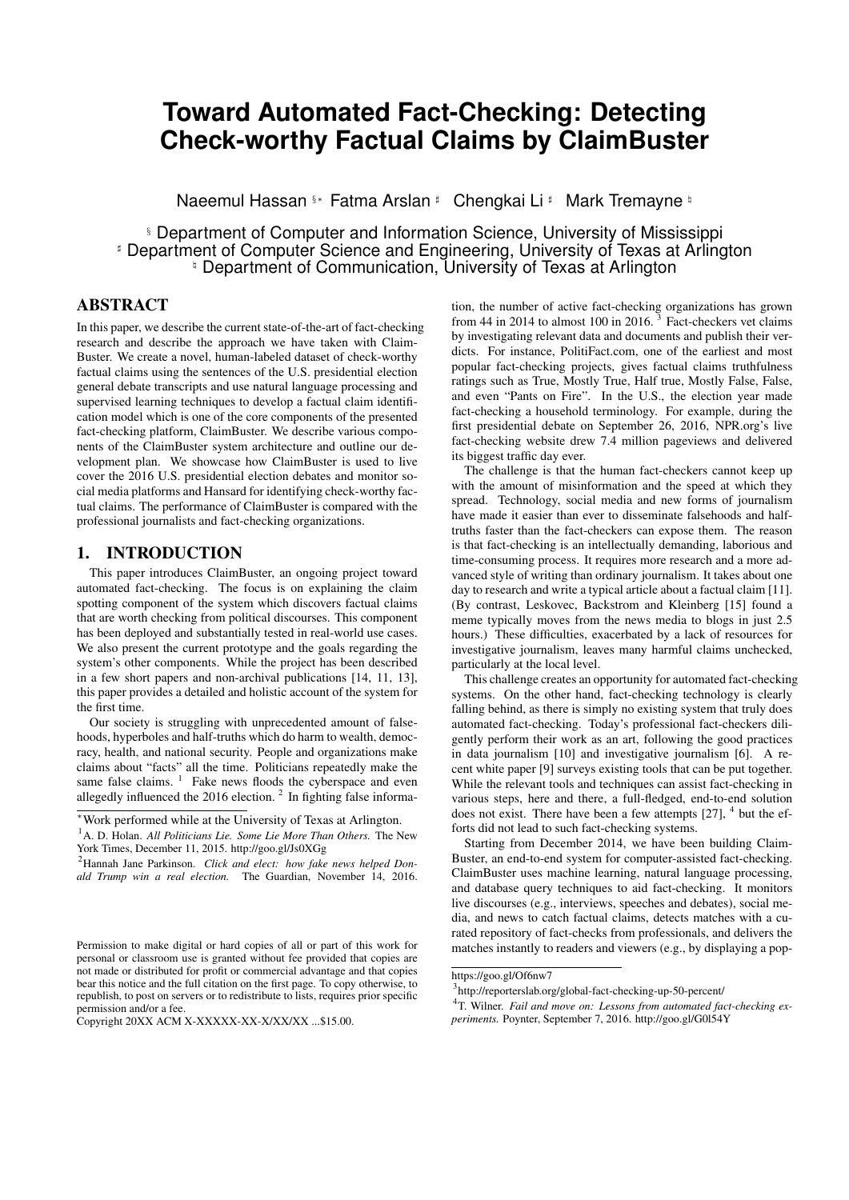# Toward Automated Fact-Checking: Detecting Check-worthy Factual Claims by ClaimBuster

Naeemul Hassan [§*] Fatma Arslan [♯] Chengkai Li [♯] Mark Tremayne [♮]

[§] Department of Computer and Information Science, University of Mississippi
[♯] Department of Computer Science and Engineering, University of Texas at Arlington
[♮] Department of Communication, University of Texas at Arlington

## ABSTRACT

In this paper, we describe the current state-of-the-art of fact-checking research and describe the approach we have taken with ClaimBuster. We create a novel, human-labeled dataset of check-worthy factual claims using the sentences of the U.S. presidential election general debate transcripts and use natural language processing and supervised learning techniques to develop a factual claim identification model which is one of the core components of the presented fact-checking platform, ClaimBuster. We describe various components of the ClaimBuster system architecture and outline our development plan. We showcase how ClaimBuster is used to live cover the 2016 U.S. presidential election debates and monitor social media platforms and Hansard for identifying check-worthy factual claims. The performance of ClaimBuster is compared with the professional journalists and fact-checking organizations.

## 1. INTRODUCTION

This paper introduces ClaimBuster, an ongoing project toward automated fact-checking. The focus is on explaining the claim spotting component of the system which discovers factual claims that are worth checking from political discourses. This component has been deployed and substantially tested in real-world use cases. We also present the current prototype and the goals regarding the system's other components. While the project has been described in a few short papers and non-archival publications [14, 11, 13], this paper provides a detailed and holistic account of the system for the first time.

Our society is struggling with unprecedented amount of falsehoods, hyperboles and half-truths which do harm to wealth, democracy, health, and national security. People and organizations make claims about "facts" all the time. Politicians repeatedly make the same false claims. [1] Fake news floods the cyberspace and even allegedly influenced the 2016 election. [2] In fighting false information, the number of active fact-checking organizations has grown from 44 in 2014 to almost 100 in 2016. [3] Fact-checkers vet claims by investigating relevant data and documents and publish their verdicts. For instance, PolitiFact.com, one of the earliest and most popular fact-checking projects, gives factual claims truthfulness ratings such as True, Mostly True, Half true, Mostly False, False, and even "Pants on Fire". In the U.S., the election year made fact-checking a household terminology. For example, during the first presidential debate on September 26, 2016, NPR.org's live fact-checking website drew 7.4 million pageviews and delivered its biggest traffic day ever.

The challenge is that the human fact-checkers cannot keep up with the amount of misinformation and the speed at which they spread. Technology, social media and new forms of journalism have made it easier than ever to disseminate falsehoods and half-truths faster than the fact-checkers can expose them. The reason is that fact-checking is an intellectually demanding, laborious and time-consuming process. It requires more research and a more advanced style of writing than ordinary journalism. It takes about one day to research and write a typical article about a factual claim [11]. (By contrast, Leskovec, Backstrom and Kleinberg [15] found a meme typically moves from the news media to blogs in just 2.5 hours.) These difficulties, exacerbated by a lack of resources for investigative journalism, leaves many harmful claims unchecked, particularly at the local level.

This challenge creates an opportunity for automated fact-checking systems. On the other hand, fact-checking technology is clearly falling behind, as there is simply no existing system that truly does automated fact-checking. Today's professional fact-checkers diligently perform their work as an art, following the good practices in data journalism [10] and investigative journalism [6]. A recent white paper [9] surveys existing tools that can be put together. While the relevant tools and techniques can assist fact-checking in various steps, here and there, a full-fledged, end-to-end solution does not exist. There have been a few attempts [27], [4] but the efforts did not lead to such fact-checking systems.

Starting from December 2014, we have been building ClaimBuster, an end-to-end system for computer-assisted fact-checking. ClaimBuster uses machine learning, natural language processing, and database query techniques to aid fact-checking. It monitors live discourses (e.g., interviews, speeches and debates), social media, and news to catch factual claims, detects matches with a curated repository of fact-checks from professionals, and delivers the matches instantly to readers and viewers (e.g., by displaying a pop-

*Work performed while at the University of Texas at Arlington.

[1] A. D. Holan. *All Politicians Lie. Some Lie More Than Others.* The New York Times, December 11, 2015. http://goo.gl/Js0XGg

[2] Hannah Jane Parkinson. *Click and elect: how fake news helped Donald Trump win a real election.* The Guardian, November 14, 2016. https://goo.gl/Of6nw7

[3] http://reporterslab.org/global-fact-checking-up-50-percent/

[4] T. Wilner. *Fail and move on: Lessons from automated fact-checking experiments.* Poynter, September 7, 2016. http://goo.gl/G0l54Y

Permission to make digital or hard copies of all or part of this work for personal or classroom use is granted without fee provided that copies are not made or distributed for profit or commercial advantage and that copies bear this notice and the full citation on the first page. To copy otherwise, to republish, to post on servers or to redistribute to lists, requires prior specific permission and/or a fee.
Copyright 20XX ACM X-XXXXX-XX-X/XX/XX ...$15.00.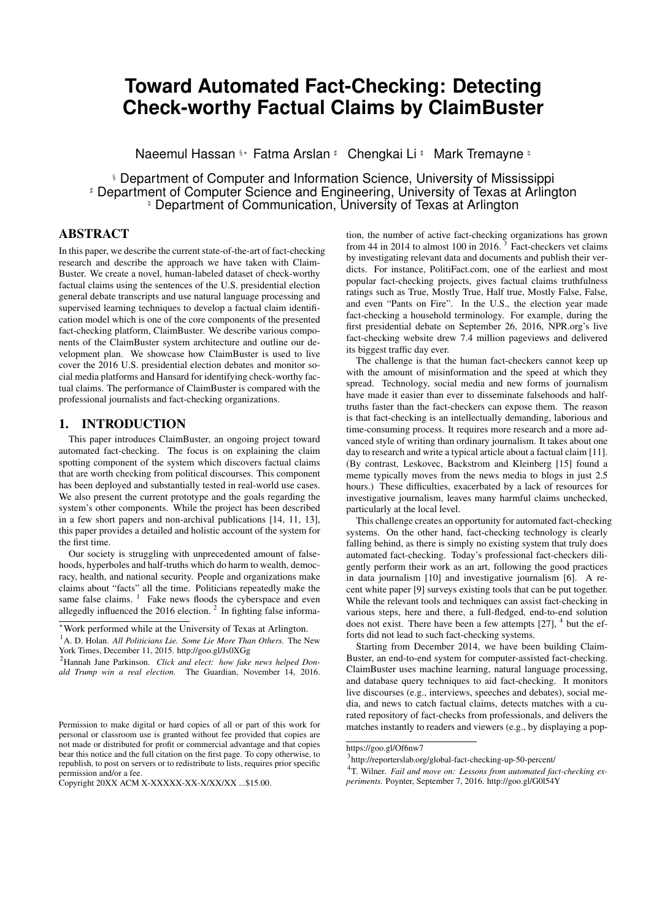# Toward Automated Fact-Checking: Detecting Check-worthy Factual Claims by ClaimBuster

Naeemul Hassan [§*] Fatma Arslan [♯] Chengkai Li [♯] Mark Tremayne [♮]

[§] Department of Computer and Information Science, University of Mississippi
[♯] Department of Computer Science and Engineering, University of Texas at Arlington
[♮] Department of Communication, University of Texas at Arlington

## ABSTRACT

In this paper, we describe the current state-of-the-art of fact-checking research and describe the approach we have taken with ClaimBuster. We create a novel, human-labeled dataset of check-worthy factual claims using the sentences of the U.S. presidential election general debate transcripts and use natural language processing and supervised learning techniques to develop a factual claim identification model which is one of the core components of the presented fact-checking platform, ClaimBuster. We describe various components of the ClaimBuster system architecture and outline our development plan. We showcase how ClaimBuster is used to live cover the 2016 U.S. presidential election debates and monitor social media platforms and Hansard for identifying check-worthy factual claims. The performance of ClaimBuster is compared with the professional journalists and fact-checking organizations.

## 1. INTRODUCTION

This paper introduces ClaimBuster, an ongoing project toward automated fact-checking. The focus is on explaining the claim spotting component of the system which discovers factual claims that are worth checking from political discourses. This component has been deployed and substantially tested in real-world use cases. We also present the current prototype and the goals regarding the system's other components. While the project has been described in a few short papers and non-archival publications [14, 11, 13], this paper provides a detailed and holistic account of the system for the first time.

Our society is struggling with unprecedented amount of falsehoods, hyperboles and half-truths which do harm to wealth, democracy, health, and national security. People and organizations make claims about "facts" all the time. Politicians repeatedly make the same false claims. [1] Fake news floods the cyberspace and even allegedly influenced the 2016 election. [2] In fighting false information, the number of active fact-checking organizations has grown from 44 in 2014 to almost 100 in 2016. [3] Fact-checkers vet claims by investigating relevant data and documents and publish their verdicts. For instance, PolitiFact.com, one of the earliest and most popular fact-checking projects, gives factual claims truthfulness ratings such as True, Mostly True, Half true, Mostly False, False, and even "Pants on Fire". In the U.S., the election year made fact-checking a household terminology. For example, during the first presidential debate on September 26, 2016, NPR.org's live fact-checking website drew 7.4 million pageviews and delivered its biggest traffic day ever.

The challenge is that the human fact-checkers cannot keep up with the amount of misinformation and the speed at which they spread. Technology, social media and new forms of journalism have made it easier than ever to disseminate falsehoods and half-truths faster than the fact-checkers can expose them. The reason is that fact-checking is an intellectually demanding, laborious and time-consuming process. It requires more research and a more advanced style of writing than ordinary journalism. It takes about one day to research and write a typical article about a factual claim [11]. (By contrast, Leskovec, Backstrom and Kleinberg [15] found a meme typically moves from the news media to blogs in just 2.5 hours.) These difficulties, exacerbated by a lack of resources for investigative journalism, leaves many harmful claims unchecked, particularly at the local level.

This challenge creates an opportunity for automated fact-checking systems. On the other hand, fact-checking technology is clearly falling behind, as there is simply no existing system that truly does automated fact-checking. Today's professional fact-checkers diligently perform their work as an art, following the good practices in data journalism [10] and investigative journalism [6]. A recent white paper [9] surveys existing tools that can be put together. While the relevant tools and techniques can assist fact-checking in various steps, here and there, a full-fledged, end-to-end solution does not exist. There have been a few attempts [27], [4] but the efforts did not lead to such fact-checking systems.

Starting from December 2014, we have been building ClaimBuster, an end-to-end system for computer-assisted fact-checking. ClaimBuster uses machine learning, natural language processing, and database query techniques to aid fact-checking. It monitors live discourses (e.g., interviews, speeches and debates), social media, and news to catch factual claims, detects matches with a curated repository of fact-checks from professionals, and delivers the matches instantly to readers and viewers (e.g., by displaying a pop-

---

*Work performed while at the University of Texas at Arlington.

[1] A. D. Holan. *All Politicians Lie. Some Lie More Than Others.* The New York Times, December 11, 2015. http://goo.gl/Js0XGg

[2] Hannah Jane Parkinson. *Click and elect: how fake news helped Donald Trump win a real election.* The Guardian, November 14, 2016. https://goo.gl/Of6nw7

[3] http://reporterslab.org/global-fact-checking-up-50-percent/

[4] T. Wilner. *Fail and move on: Lessons from automated fact-checking experiments.* Poynter, September 7, 2016. http://goo.gl/G0l54Y

Permission to make digital or hard copies of all or part of this work for personal or classroom use is granted without fee provided that copies are not made or distributed for profit or commercial advantage and that copies bear this notice and the full citation on the first page. To copy otherwise, to republish, to post on servers or to redistribute to lists, requires prior specific permission and/or a fee.
Copyright 20XX ACM X-XXXXX-XX-X/XX/XX ...$15.00.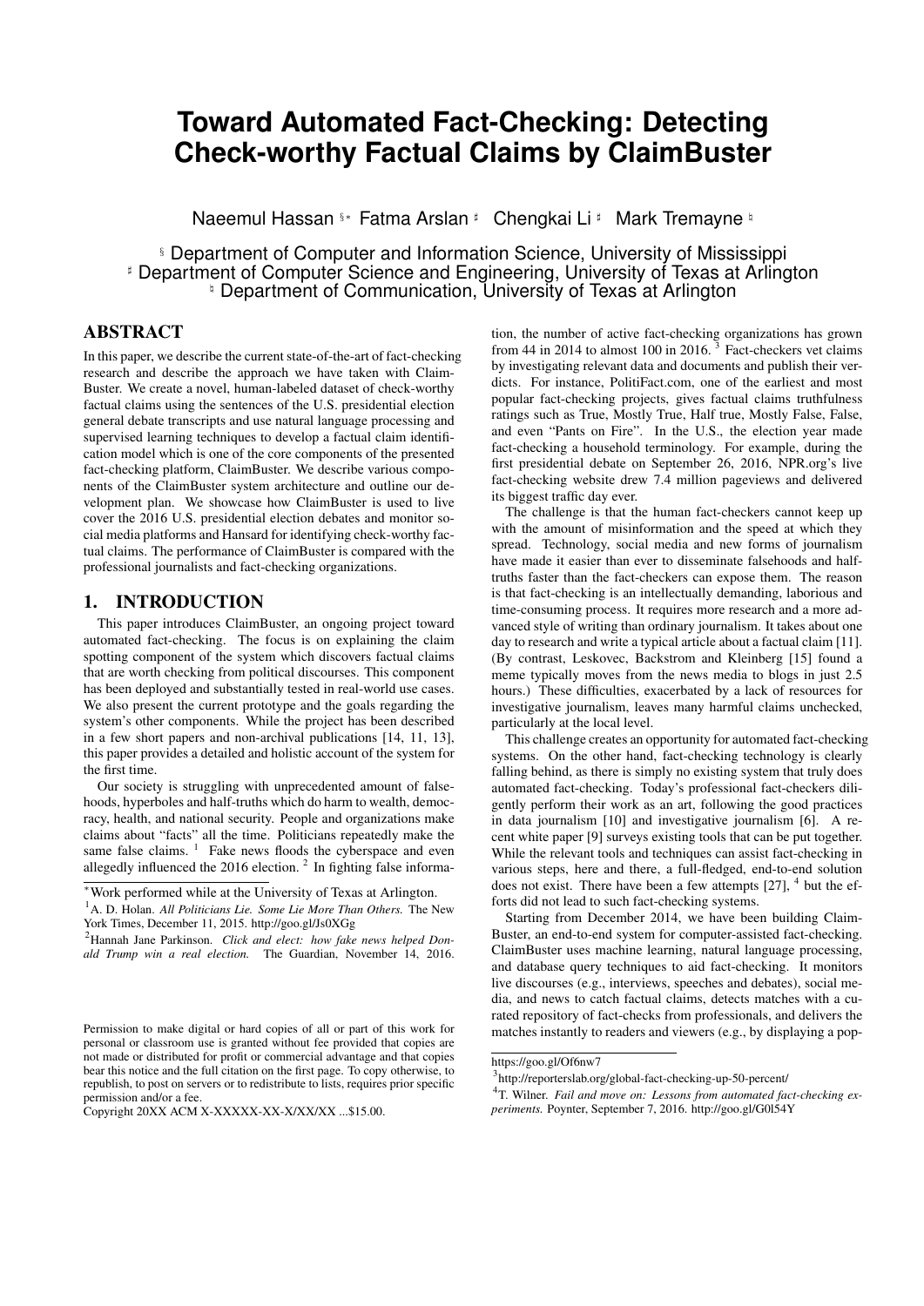# Toward Automated Fact-Checking: Detecting Check-worthy Factual Claims by ClaimBuster

Naeemul Hassan [§*] Fatma Arslan [♯] Chengkai Li [♯] Mark Tremayne [♮]

[§] Department of Computer and Information Science, University of Mississippi
[♯] Department of Computer Science and Engineering, University of Texas at Arlington
[♮] Department of Communication, University of Texas at Arlington

## ABSTRACT

In this paper, we describe the current state-of-the-art of fact-checking research and describe the approach we have taken with ClaimBuster. We create a novel, human-labeled dataset of check-worthy factual claims using the sentences of the U.S. presidential election general debate transcripts and use natural language processing and supervised learning techniques to develop a factual claim identification model which is one of the core components of the presented fact-checking platform, ClaimBuster. We describe various components of the ClaimBuster system architecture and outline our development plan. We showcase how ClaimBuster is used to live cover the 2016 U.S. presidential election debates and monitor social media platforms and Hansard for identifying check-worthy factual claims. The performance of ClaimBuster is compared with the professional journalists and fact-checking organizations.

## 1. INTRODUCTION

This paper introduces ClaimBuster, an ongoing project toward automated fact-checking. The focus is on explaining the claim spotting component of the system which discovers factual claims that are worth checking from political discourses. This component has been deployed and substantially tested in real-world use cases. We also present the current prototype and the goals regarding the system's other components. While the project has been described in a few short papers and non-archival publications [14, 11, 13], this paper provides a detailed and holistic account of the system for the first time.

Our society is struggling with unprecedented amount of falsehoods, hyperboles and half-truths which do harm to wealth, democracy, health, and national security. People and organizations make claims about "facts" all the time. Politicians repeatedly make the same false claims. [1] Fake news floods the cyberspace and even allegedly influenced the 2016 election. [2] In fighting false information, the number of active fact-checking organizations has grown from 44 in 2014 to almost 100 in 2016. [3] Fact-checkers vet claims by investigating relevant data and documents and publish their verdicts. For instance, PolitiFact.com, one of the earliest and most popular fact-checking projects, gives factual claims truthfulness ratings such as True, Mostly True, Half true, Mostly False, False, and even "Pants on Fire". In the U.S., the election year made fact-checking a household terminology. For example, during the first presidential debate on September 26, 2016, NPR.org's live fact-checking website drew 7.4 million pageviews and delivered its biggest traffic day ever.

The challenge is that the human fact-checkers cannot keep up with the amount of misinformation and the speed at which they spread. Technology, social media and new forms of journalism have made it easier than ever to disseminate falsehoods and half-truths faster than the fact-checkers can expose them. The reason is that fact-checking is an intellectually demanding, laborious and time-consuming process. It requires more research and a more advanced style of writing than ordinary journalism. It takes about one day to research and write a typical article about a factual claim [11]. (By contrast, Leskovec, Backstrom and Kleinberg [15] found a meme typically moves from the news media to blogs in just 2.5 hours.) These difficulties, exacerbated by a lack of resources for investigative journalism, leaves many harmful claims unchecked, particularly at the local level.

This challenge creates an opportunity for automated fact-checking systems. On the other hand, fact-checking technology is clearly falling behind, as there is simply no existing system that truly does automated fact-checking. Today's professional fact-checkers diligently perform their work as an art, following the good practices in data journalism [10] and investigative journalism [6]. A recent white paper [9] surveys existing tools that can be put together. While the relevant tools and techniques can assist fact-checking in various steps, here and there, a full-fledged, end-to-end solution does not exist. There have been a few attempts [27], [4] but the efforts did not lead to such fact-checking systems.

Starting from December 2014, we have been building ClaimBuster, an end-to-end system for computer-assisted fact-checking. ClaimBuster uses machine learning, natural language processing, and database query techniques to aid fact-checking. It monitors live discourses (e.g., interviews, speeches and debates), social media, and news to catch factual claims, detects matches with a curated repository of fact-checks from professionals, and delivers the matches instantly to readers and viewers (e.g., by displaying a pop-

---

*Work performed while at the University of Texas at Arlington.

[1] A. D. Holan. *All Politicians Lie. Some Lie More Than Others.* The New York Times, December 11, 2015. http://goo.gl/Js0XGg

[2] Hannah Jane Parkinson. *Click and elect: how fake news helped Donald Trump win a real election.* The Guardian, November 14, 2016. https://goo.gl/Of6nw7

[3] http://reporterslab.org/global-fact-checking-up-50-percent/

[4] T. Wilner. *Fail and move on: Lessons from automated fact-checking experiments.* Poynter, September 7, 2016. http://goo.gl/G0l54Y

Permission to make digital or hard copies of all or part of this work for personal or classroom use is granted without fee provided that copies are not made or distributed for profit or commercial advantage and that copies bear this notice and the full citation on the first page. To copy otherwise, to republish, to post on servers or to redistribute to lists, requires prior specific permission and/or a fee.
Copyright 20XX ACM X-XXXXX-XX-X/XX/XX ...$15.00.